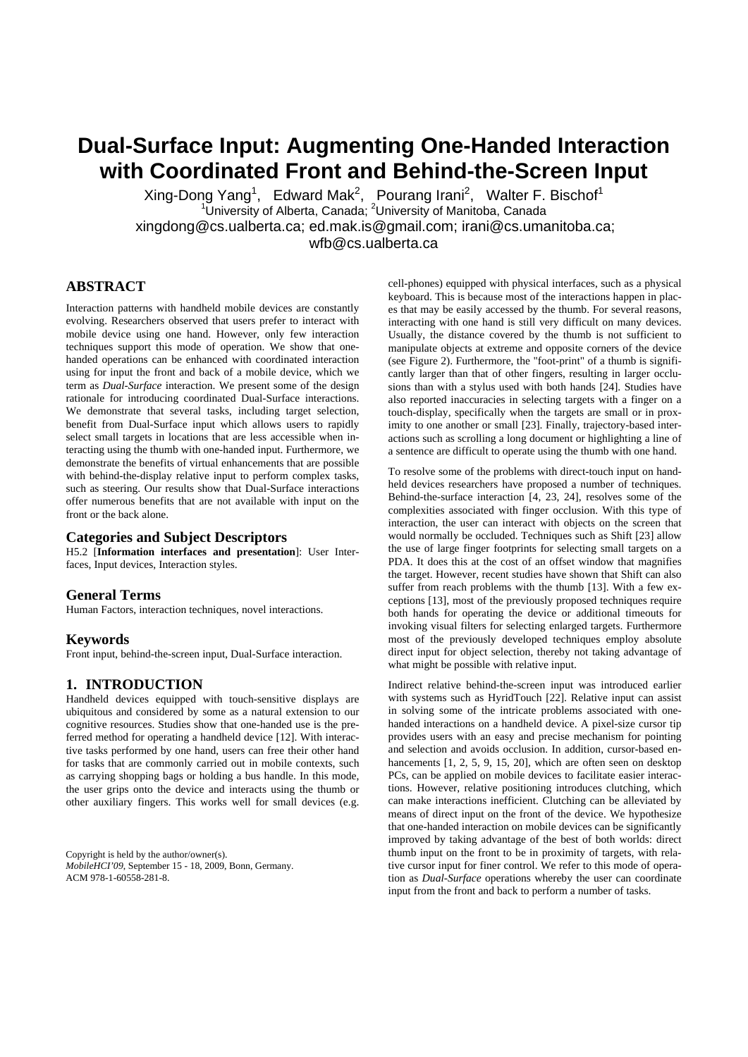# Dual-Surface Input: Augmenting One-Handed Interaction with Coordinated Front and Behind-the-Screen Input

Xing-Dong Yang[1], Edward Mak[2], Pourang Irani[2], Walter F. Bischof[1]

[1]University of Alberta, Canada; [2]University of Manitoba, Canada

xingdong@cs.ualberta.ca; ed.mak.is@gmail.com; irani@cs.umanitoba.ca; wfb@cs.ualberta.ca

## ABSTRACT

Interaction patterns with handheld mobile devices are constantly evolving. Researchers observed that users prefer to interact with mobile device using one hand. However, only few interaction techniques support this mode of operation. We show that one-handed operations can be enhanced with coordinated interaction using for input the front and back of a mobile device, which we term as *Dual-Surface* interaction. We present some of the design rationale for introducing coordinated Dual-Surface interactions. We demonstrate that several tasks, including target selection, benefit from Dual-Surface input which allows users to rapidly select small targets in locations that are less accessible when interacting using the thumb with one-handed input. Furthermore, we demonstrate the benefits of virtual enhancements that are possible with behind-the-display relative input to perform complex tasks, such as steering. Our results show that Dual-Surface interactions offer numerous benefits that are not available with input on the front or the back alone.

### Categories and Subject Descriptors

H5.2 [**Information interfaces and presentation**]: User Interfaces, Input devices, Interaction styles.

### General Terms

Human Factors, interaction techniques, novel interactions.

### Keywords

Front input, behind-the-screen input, Dual-Surface interaction.

## 1. INTRODUCTION

Handheld devices equipped with touch-sensitive displays are ubiquitous and considered by some as a natural extension to our cognitive resources. Studies show that one-handed use is the preferred method for operating a handheld device [12]. With interactive tasks performed by one hand, users can free their other hand for tasks that are commonly carried out in mobile contexts, such as carrying shopping bags or holding a bus handle. In this mode, the user grips onto the device and interacts using the thumb or other auxiliary fingers. This works well for small devices (e.g. cell-phones) equipped with physical interfaces, such as a physical keyboard. This is because most of the interactions happen in places that may be easily accessed by the thumb. For several reasons, interacting with one hand is still very difficult on many devices. Usually, the distance covered by the thumb is not sufficient to manipulate objects at extreme and opposite corners of the device (see Figure 2). Furthermore, the "foot-print" of a thumb is significantly larger than that of other fingers, resulting in larger occlusions than with a stylus used with both hands [24]. Studies have also reported inaccuracies in selecting targets with a finger on a touch-display, specifically when the targets are small or in proximity to one another or small [23]. Finally, trajectory-based interactions such as scrolling a long document or highlighting a line of a sentence are difficult to operate using the thumb with one hand.

To resolve some of the problems with direct-touch input on handheld devices researchers have proposed a number of techniques. Behind-the-surface interaction [4, 23, 24], resolves some of the complexities associated with finger occlusion. With this type of interaction, the user can interact with objects on the screen that would normally be occluded. Techniques such as Shift [23] allow the use of large finger footprints for selecting small targets on a PDA. It does this at the cost of an offset window that magnifies the target. However, recent studies have shown that Shift can also suffer from reach problems with the thumb [13]. With a few exceptions [13], most of the previously proposed techniques require both hands for operating the device or additional timeouts for invoking visual filters for selecting enlarged targets. Furthermore most of the previously developed techniques employ absolute direct input for object selection, thereby not taking advantage of what might be possible with relative input.

Indirect relative behind-the-screen input was introduced earlier with systems such as HyridTouch [22]. Relative input can assist in solving some of the intricate problems associated with one-handed interactions on a handheld device. A pixel-size cursor tip provides users with an easy and precise mechanism for pointing and selection and avoids occlusion. In addition, cursor-based enhancements [1, 2, 5, 9, 15, 20], which are often seen on desktop PCs, can be applied on mobile devices to facilitate easier interactions. However, relative positioning introduces clutching, which can make interactions inefficient. Clutching can be alleviated by means of direct input on the front of the device. We hypothesize that one-handed interaction on mobile devices can be significantly improved by taking advantage of the best of both worlds: direct thumb input on the front to be in proximity of targets, with relative cursor input for finer control. We refer to this mode of operation as *Dual-Surface* operations whereby the user can coordinate input from the front and back to perform a number of tasks.

Copyright is held by the author/owner(s).
*MobileHCI'09*, September 15 - 18, 2009, Bonn, Germany.
ACM 978-1-60558-281-8.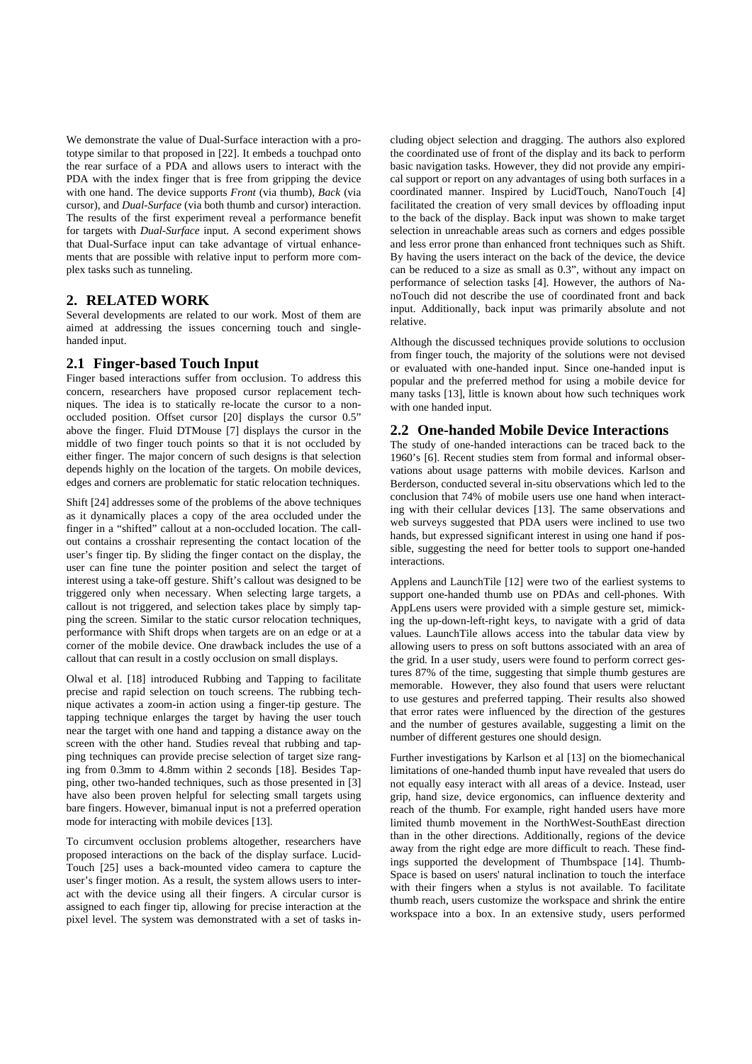We demonstrate the value of Dual-Surface interaction with a prototype similar to that proposed in [22]. It embeds a touchpad onto the rear surface of a PDA and allows users to interact with the PDA with the index finger that is free from gripping the device with one hand. The device supports *Front* (via thumb), *Back* (via cursor), and *Dual-Surface* (via both thumb and cursor) interaction. The results of the first experiment reveal a performance benefit for targets with *Dual-Surface* input. A second experiment shows that Dual-Surface input can take advantage of virtual enhancements that are possible with relative input to perform more complex tasks such as tunneling.

## 2. RELATED WORK

Several developments are related to our work. Most of them are aimed at addressing the issues concerning touch and single-handed input.

### 2.1 Finger-based Touch Input

Finger based interactions suffer from occlusion. To address this concern, researchers have proposed cursor replacement techniques. The idea is to statically re-locate the cursor to a non-occluded position. Offset cursor [20] displays the cursor 0.5" above the finger. Fluid DTMouse [7] displays the cursor in the middle of two finger touch points so that it is not occluded by either finger. The major concern of such designs is that selection depends highly on the location of the targets. On mobile devices, edges and corners are problematic for static relocation techniques.

Shift [24] addresses some of the problems of the above techniques as it dynamically places a copy of the area occluded under the finger in a "shifted" callout at a non-occluded location. The callout contains a crosshair representing the contact location of the user's finger tip. By sliding the finger contact on the display, the user can fine tune the pointer position and select the target of interest using a take-off gesture. Shift's callout was designed to be triggered only when necessary. When selecting large targets, a callout is not triggered, and selection takes place by simply tapping the screen. Similar to the static cursor relocation techniques, performance with Shift drops when targets are on an edge or at a corner of the mobile device. One drawback includes the use of a callout that can result in a costly occlusion on small displays.

Olwal et al. [18] introduced Rubbing and Tapping to facilitate precise and rapid selection on touch screens. The rubbing technique activates a zoom-in action using a finger-tip gesture. The tapping technique enlarges the target by having the user touch near the target with one hand and tapping a distance away on the screen with the other hand. Studies reveal that rubbing and tapping techniques can provide precise selection of target size ranging from 0.3mm to 4.8mm within 2 seconds [18]. Besides Tapping, other two-handed techniques, such as those presented in [3] have also been proven helpful for selecting small targets using bare fingers. However, bimanual input is not a preferred operation mode for interacting with mobile devices [13].

To circumvent occlusion problems altogether, researchers have proposed interactions on the back of the display surface. LucidTouch [25] uses a back-mounted video camera to capture the user's finger motion. As a result, the system allows users to interact with the device using all their fingers. A circular cursor is assigned to each finger tip, allowing for precise interaction at the pixel level. The system was demonstrated with a set of tasks including object selection and dragging. The authors also explored the coordinated use of front of the display and its back to perform basic navigation tasks. However, they did not provide any empirical support or report on any advantages of using both surfaces in a coordinated manner. Inspired by LucidTouch, NanoTouch [4] facilitated the creation of very small devices by offloading input to the back of the display. Back input was shown to make target selection in unreachable areas such as corners and edges possible and less error prone than enhanced front techniques such as Shift. By having the users interact on the back of the device, the device can be reduced to a size as small as 0.3", without any impact on performance of selection tasks [4]. However, the authors of NanoTouch did not describe the use of coordinated front and back input. Additionally, back input was primarily absolute and not relative.

Although the discussed techniques provide solutions to occlusion from finger touch, the majority of the solutions were not devised or evaluated with one-handed input. Since one-handed input is popular and the preferred method for using a mobile device for many tasks [13], little is known about how such techniques work with one handed input.

### 2.2 One-handed Mobile Device Interactions

The study of one-handed interactions can be traced back to the 1960's [6]. Recent studies stem from formal and informal observations about usage patterns with mobile devices. Karlson and Berderson, conducted several in-situ observations which led to the conclusion that 74% of mobile users use one hand when interacting with their cellular devices [13]. The same observations and web surveys suggested that PDA users were inclined to use two hands, but expressed significant interest in using one hand if possible, suggesting the need for better tools to support one-handed interactions.

Applens and LaunchTile [12] were two of the earliest systems to support one-handed thumb use on PDAs and cell-phones. With AppLens users were provided with a simple gesture set, mimicking the up-down-left-right keys, to navigate with a grid of data values. LaunchTile allows access into the tabular data view by allowing users to press on soft buttons associated with an area of the grid. In a user study, users were found to perform correct gestures 87% of the time, suggesting that simple thumb gestures are memorable. However, they also found that users were reluctant to use gestures and preferred tapping. Their results also showed that error rates were influenced by the direction of the gestures and the number of gestures available, suggesting a limit on the number of different gestures one should design.

Further investigations by Karlson et al [13] on the biomechanical limitations of one-handed thumb input have revealed that users do not equally easy interact with all areas of a device. Instead, user grip, hand size, device ergonomics, can influence dexterity and reach of the thumb. For example, right handed users have more limited thumb movement in the NorthWest-SouthEast direction than in the other directions. Additionally, regions of the device away from the right edge are more difficult to reach. These findings supported the development of Thumbspace [14]. ThumbSpace is based on users' natural inclination to touch the interface with their fingers when a stylus is not available. To facilitate thumb reach, users customize the workspace and shrink the entire workspace into a box. In an extensive study, users performed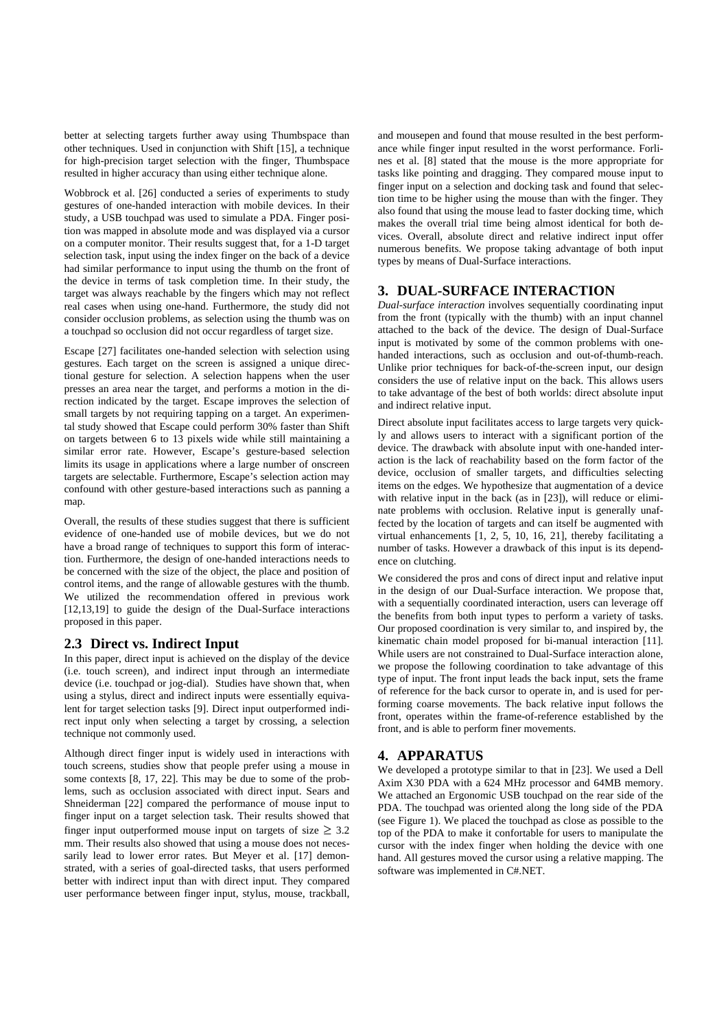better at selecting targets further away using Thumbspace than other techniques. Used in conjunction with Shift [15], a technique for high-precision target selection with the finger, Thumbspace resulted in higher accuracy than using either technique alone.

Wobbrock et al. [26] conducted a series of experiments to study gestures of one-handed interaction with mobile devices. In their study, a USB touchpad was used to simulate a PDA. Finger position was mapped in absolute mode and was displayed via a cursor on a computer monitor. Their results suggest that, for a 1-D target selection task, input using the index finger on the back of a device had similar performance to input using the thumb on the front of the device in terms of task completion time. In their study, the target was always reachable by the fingers which may not reflect real cases when using one-hand. Furthermore, the study did not consider occlusion problems, as selection using the thumb was on a touchpad so occlusion did not occur regardless of target size.

Escape [27] facilitates one-handed selection with selection using gestures. Each target on the screen is assigned a unique directional gesture for selection. A selection happens when the user presses an area near the target, and performs a motion in the direction indicated by the target. Escape improves the selection of small targets by not requiring tapping on a target. An experimental study showed that Escape could perform 30% faster than Shift on targets between 6 to 13 pixels wide while still maintaining a similar error rate. However, Escape's gesture-based selection limits its usage in applications where a large number of onscreen targets are selectable. Furthermore, Escape's selection action may confound with other gesture-based interactions such as panning a map.

Overall, the results of these studies suggest that there is sufficient evidence of one-handed use of mobile devices, but we do not have a broad range of techniques to support this form of interaction. Furthermore, the design of one-handed interactions needs to be concerned with the size of the object, the place and position of control items, and the range of allowable gestures with the thumb. We utilized the recommendation offered in previous work [12,13,19] to guide the design of the Dual-Surface interactions proposed in this paper.

## 2.3 Direct vs. Indirect Input

In this paper, direct input is achieved on the display of the device (i.e. touch screen), and indirect input through an intermediate device (i.e. touchpad or jog-dial). Studies have shown that, when using a stylus, direct and indirect inputs were essentially equivalent for target selection tasks [9]. Direct input outperformed indirect input only when selecting a target by crossing, a selection technique not commonly used.

Although direct finger input is widely used in interactions with touch screens, studies show that people prefer using a mouse in some contexts [8, 17, 22]. This may be due to some of the problems, such as occlusion associated with direct input. Sears and Shneiderman [22] compared the performance of mouse input to finger input on a target selection task. Their results showed that finger input outperformed mouse input on targets of size $\geq$ 3.2 mm. Their results also showed that using a mouse does not necessarily lead to lower error rates. But Meyer et al. [17] demonstrated, with a series of goal-directed tasks, that users performed better with indirect input than with direct input. They compared user performance between finger input, stylus, mouse, trackball, and mousepen and found that mouse resulted in the best performance while finger input resulted in the worst performance. Forlines et al. [8] stated that the mouse is the more appropriate for tasks like pointing and dragging. They compared mouse input to finger input on a selection and docking task and found that selection time to be higher using the mouse than with the finger. They also found that using the mouse lead to faster docking time, which makes the overall trial time being almost identical for both devices. Overall, absolute direct and relative indirect input offer numerous benefits. We propose taking advantage of both input types by means of Dual-Surface interactions.

# 3. DUAL-SURFACE INTERACTION

*Dual-surface interaction* involves sequentially coordinating input from the front (typically with the thumb) with an input channel attached to the back of the device. The design of Dual-Surface input is motivated by some of the common problems with one-handed interactions, such as occlusion and out-of-thumb-reach. Unlike prior techniques for back-of-the-screen input, our design considers the use of relative input on the back. This allows users to take advantage of the best of both worlds: direct absolute input and indirect relative input.

Direct absolute input facilitates access to large targets very quickly and allows users to interact with a significant portion of the device. The drawback with absolute input with one-handed interaction is the lack of reachability based on the form factor of the device, occlusion of smaller targets, and difficulties selecting items on the edges. We hypothesize that augmentation of a device with relative input in the back (as in [23]), will reduce or eliminate problems with occlusion. Relative input is generally unaffected by the location of targets and can itself be augmented with virtual enhancements [1, 2, 5, 10, 16, 21], thereby facilitating a number of tasks. However a drawback of this input is its dependence on clutching.

We considered the pros and cons of direct input and relative input in the design of our Dual-Surface interaction. We propose that, with a sequentially coordinated interaction, users can leverage off the benefits from both input types to perform a variety of tasks. Our proposed coordination is very similar to, and inspired by, the kinematic chain model proposed for bi-manual interaction [11]. While users are not constrained to Dual-Surface interaction alone, we propose the following coordination to take advantage of this type of input. The front input leads the back input, sets the frame of reference for the back cursor to operate in, and is used for performing coarse movements. The back relative input follows the front, operates within the frame-of-reference established by the front, and is able to perform finer movements.

# 4. APPARATUS

We developed a prototype similar to that in [23]. We used a Dell Axim X30 PDA with a 624 MHz processor and 64MB memory. We attached an Ergonomic USB touchpad on the rear side of the PDA. The touchpad was oriented along the long side of the PDA (see Figure 1). We placed the touchpad as close as possible to the top of the PDA to make it confortable for users to manipulate the cursor with the index finger when holding the device with one hand. All gestures moved the cursor using a relative mapping. The software was implemented in C#.NET.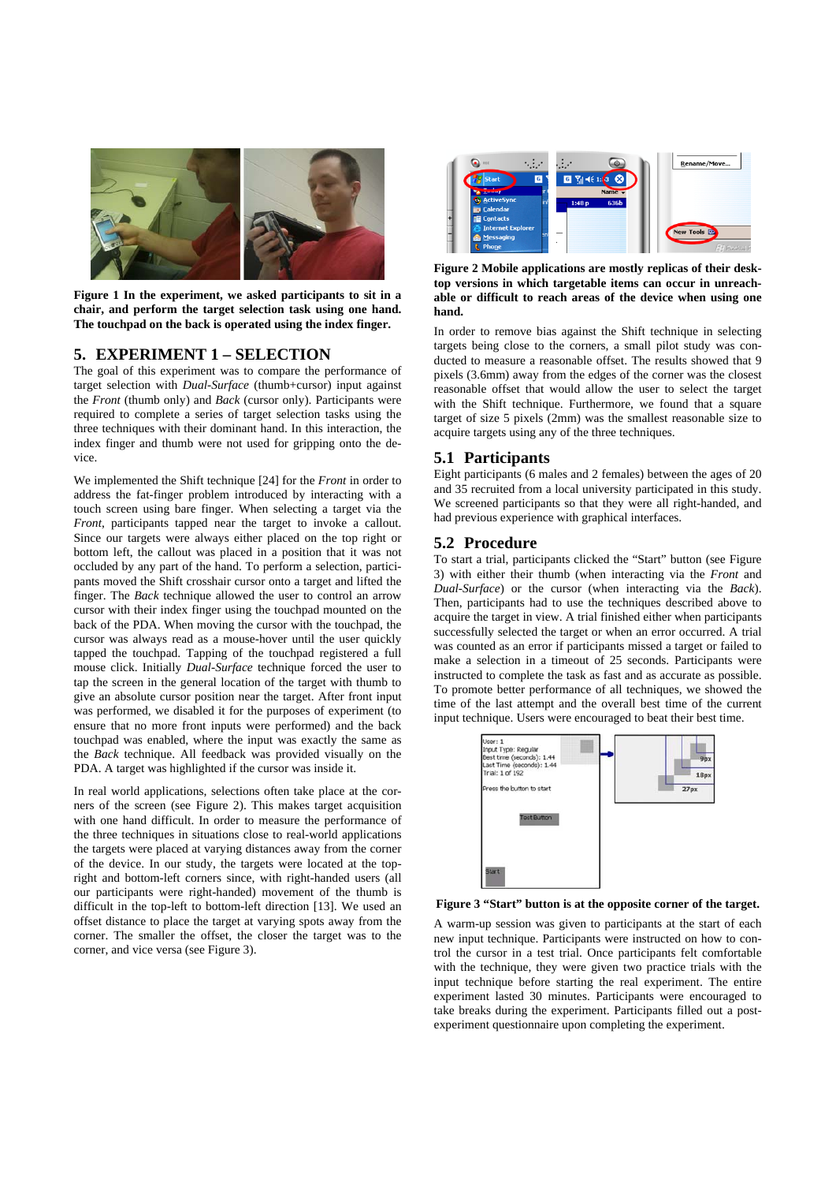**Figure 1 In the experiment, we asked participants to sit in a chair, and perform the target selection task using one hand. The touchpad on the back is operated using the index finger.**

## 5. EXPERIMENT 1 – SELECTION

The goal of this experiment was to compare the performance of target selection with *Dual-Surface* (thumb+cursor) input against the *Front* (thumb only) and *Back* (cursor only). Participants were required to complete a series of target selection tasks using the three techniques with their dominant hand. In this interaction, the index finger and thumb were not used for gripping onto the device.

We implemented the Shift technique [24] for the *Front* in order to address the fat-finger problem introduced by interacting with a touch screen using bare finger. When selecting a target via the *Front*, participants tapped near the target to invoke a callout. Since our targets were always either placed on the top right or bottom left, the callout was placed in a position that it was not occluded by any part of the hand. To perform a selection, participants moved the Shift crosshair cursor onto a target and lifted the finger. The *Back* technique allowed the user to control an arrow cursor with their index finger using the touchpad mounted on the back of the PDA. When moving the cursor with the touchpad, the cursor was always read as a mouse-hover until the user quickly tapped the touchpad. Tapping of the touchpad registered a full mouse click. Initially *Dual-Surface* technique forced the user to tap the screen in the general location of the target with thumb to give an absolute cursor position near the target. After front input was performed, we disabled it for the purposes of experiment (to ensure that no more front inputs were performed) and the back touchpad was enabled, where the input was exactly the same as the *Back* technique. All feedback was provided visually on the PDA. A target was highlighted if the cursor was inside it.

In real world applications, selections often take place at the corners of the screen (see Figure 2). This makes target acquisition with one hand difficult. In order to measure the performance of the three techniques in situations close to real-world applications the targets were placed at varying distances away from the corner of the device. In our study, the targets were located at the top-right and bottom-left corners since, with right-handed users (all our participants were right-handed) movement of the thumb is difficult in the top-left to bottom-left direction [13]. We used an offset distance to place the target at varying spots away from the corner. The smaller the offset, the closer the target was to the corner, and vice versa (see Figure 3).

**Figure 2 Mobile applications are mostly replicas of their desktop versions in which targetable items can occur in unreachable or difficult to reach areas of the device when using one hand.**

In order to remove bias against the Shift technique in selecting targets being close to the corners, a small pilot study was conducted to measure a reasonable offset. The results showed that 9 pixels (3.6mm) away from the edges of the corner was the closest reasonable offset that would allow the user to select the target with the Shift technique. Furthermore, we found that a square target of size 5 pixels (2mm) was the smallest reasonable size to acquire targets using any of the three techniques.

### 5.1 Participants

Eight participants (6 males and 2 females) between the ages of 20 and 35 recruited from a local university participated in this study. We screened participants so that they were all right-handed, and had previous experience with graphical interfaces.

### 5.2 Procedure

To start a trial, participants clicked the "Start" button (see Figure 3) with either their thumb (when interacting via the *Front* and *Dual-Surface*) or the cursor (when interacting via the *Back*). Then, participants had to use the techniques described above to acquire the target in view. A trial finished either when participants successfully selected the target or when an error occurred. A trial was counted as an error if participants missed a target or failed to make a selection in a timeout of 25 seconds. Participants were instructed to complete the task as fast and as accurate as possible. To promote better performance of all techniques, we showed the time of the last attempt and the overall best time of the current input technique. Users were encouraged to beat their best time.

**Figure 3 "Start" button is at the opposite corner of the target.**

A warm-up session was given to participants at the start of each new input technique. Participants were instructed on how to control the cursor in a test trial. Once participants felt comfortable with the technique, they were given two practice trials with the input technique before starting the real experiment. The entire experiment lasted 30 minutes. Participants were encouraged to take breaks during the experiment. Participants filled out a post-experiment questionnaire upon completing the experiment.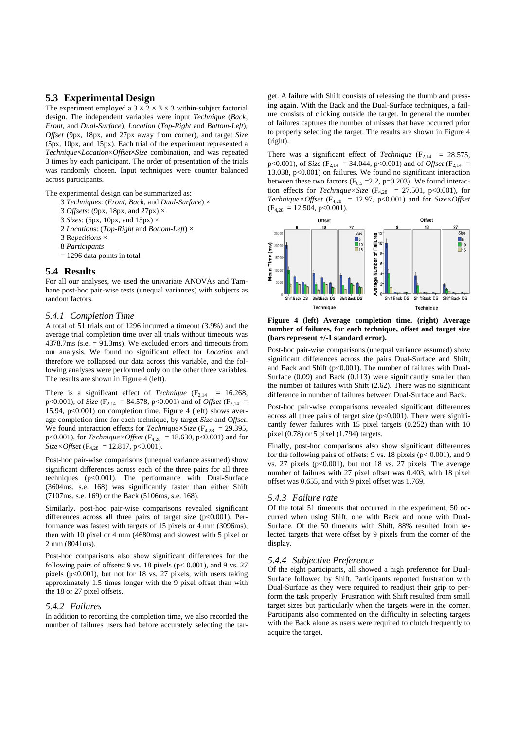## 5.3 Experimental Design

The experiment employed a 3 × 2 × 3 × 3 within-subject factorial design. The independent variables were input *Technique* (*Back*, *Front*, and *Dual-Surface*), *Location* (*Top-Right* and *Bottom-Left*), *Offset* (9px, 18px, and 27px away from corner), and target *Size* (5px, 10px, and 15px). Each trial of the experiment represented a *Technique×Location×Offset×Size* combination, and was repeated 3 times by each participant. The order of presentation of the trials was randomly chosen. Input techniques were counter balanced across participants.

The experimental design can be summarized as:

3 *Techniques*: (*Front*, *Back*, and *Dual-Surface*) ×
3 *Offsets*: (9px, 18px, and 27px) ×
3 *Sizes*: (5px, 10px, and 15px) ×
2 *Locations*: (*Top-Right* and *Bottom-Left*) ×
3 R*epetitions* ×
8 *Participants*
= 1296 data points in total

## 5.4 Results

For all our analyses, we used the univariate ANOVAs and Tamhane post-hoc pair-wise tests (unequal variances) with subjects as random factors.

### *5.4.1 Completion Time*

A total of 51 trials out of 1296 incurred a timeout (3.9%) and the average trial completion time over all trials without timeouts was 4378.7ms (s.e. = 91.3ms). We excluded errors and timeouts from our analysis. We found no significant effect for *Location* and therefore we collapsed our data across this variable, and the following analyses were performed only on the other three variables. The results are shown in Figure 4 (left).

There is a significant effect of *Technique* ($F_{2,14}$ = 16.268, p<0.001), of *Size* ($F_{2,14}$ = 84.578, p<0.001) and of *Offset* ($F_{2,14}$ = 15.94, p<0.001) on completion time. Figure 4 (left) shows average completion time for each technique, by target *Size* and O*ffset*. We found interaction effects for *Technique×Size* ($F_{4,28}$ = 29.395, p<0.001), for *Technique×Offset* ($F_{4,28}$ = 18.630, p<0.001) and for *Size×Offset* ($F_{4,28}$ = 12.817, p<0.001).

Post-hoc pair-wise comparisons (unequal variance assumed) show significant differences across each of the three pairs for all three techniques (p<0.001). The performance with Dual-Surface (3604ms, s.e. 168) was significantly faster than either Shift (7107ms, s.e. 169) or the Back (5106ms, s.e. 168).

Similarly, post-hoc pair-wise comparisons revealed significant differences across all three pairs of target size (p<0.001). Performance was fastest with targets of 15 pixels or 4 mm (3096ms), then with 10 pixel or 4 mm (4680ms) and slowest with 5 pixel or 2 mm (8041ms).

Post-hoc comparisons also show significant differences for the following pairs of offsets: 9 vs. 18 pixels (p< 0.001), and 9 vs. 27 pixels (p<0.001), but not for 18 vs. 27 pixels, with users taking approximately 1.5 times longer with the 9 pixel offset than with the 18 or 27 pixel offsets.

### *5.4.2 Failures*

In addition to recording the completion time, we also recorded the number of failures users had before accurately selecting the target. A failure with Shift consists of releasing the thumb and pressing again. With the Back and the Dual-Surface techniques, a failure consists of clicking outside the target. In general the number of failures captures the number of misses that have occurred prior to properly selecting the target. The results are shown in Figure 4 (right).

There was a significant effect of *Technique* ($F_{2,14}$ = 28.575, p<0.001), of S*ize* ($F_{2,14}$ = 34.044, p<0.001) and of *Offset* ($F_{2,14}$ = 13.038, p<0.001) on failures. We found no significant interaction between these two factors ($F_{6,5}$ =2.2, p=0.203). We found interaction effects for *Technique×Size* ($F_{4,28}$ = 27.501, p<0.001), for *Technique×Offset* ($F_{4,28}$ = 12.97, p<0.001) and for *Size×Offset* ($F_{4,28}$ = 12.504, p<0.001).

**Figure 4 (left) Average completion time. (right) Average number of failures, for each technique, offset and target size (bars represent +/-1 standard error).**

Post-hoc pair-wise comparisons (unequal variance assumed) show significant differences across the pairs Dual-Surface and Shift, and Back and Shift (p<0.001). The number of failures with Dual-Surface (0.09) and Back (0.113) were significantly smaller than the number of failures with Shift (2.62). There was no significant difference in number of failures between Dual-Surface and Back.

Post-hoc pair-wise comparisons revealed significant differences across all three pairs of target size (p<0.001). There were significantly fewer failures with 15 pixel targets (0.252) than with 10 pixel (0.78) or 5 pixel (1.794) targets.

Finally, post-hoc comparisons also show significant differences for the following pairs of offsets: 9 vs. 18 pixels (p< 0.001), and 9 vs. 27 pixels (p<0.001), but not 18 vs. 27 pixels. The average number of failures with 27 pixel offset was 0.403, with 18 pixel offset was 0.655, and with 9 pixel offset was 1.769.

### *5.4.3 Failure rate*

Of the total 51 timeouts that occurred in the experiment, 50 occurred when using Shift, one with Back and none with Dual-Surface. Of the 50 timeouts with Shift, 88% resulted from selected targets that were offset by 9 pixels from the corner of the display.

### *5.4.4 Subjective Preference*

Of the eight participants, all showed a high preference for Dual-Surface followed by Shift. Participants reported frustration with Dual-Surface as they were required to readjust their grip to perform the task properly. Frustration with Shift resulted from small target sizes but particularly when the targets were in the corner. Participants also commented on the difficulty in selecting targets with the Back alone as users were required to clutch frequently to acquire the target.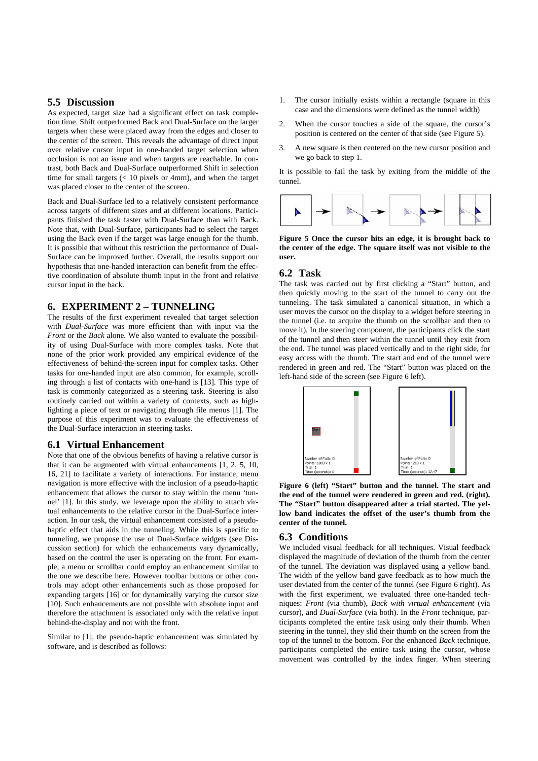### 5.5 Discussion

As expected, target size had a significant effect on task completion time. Shift outperformed Back and Dual-Surface on the larger targets when these were placed away from the edges and closer to the center of the screen. This reveals the advantage of direct input over relative cursor input in one-handed target selection when occlusion is not an issue and when targets are reachable. In contrast, both Back and Dual-Surface outperformed Shift in selection time for small targets (< 10 pixels or 4mm), and when the target was placed closer to the center of the screen.

Back and Dual-Surface led to a relatively consistent performance across targets of different sizes and at different locations. Participants finished the task faster with Dual-Surface than with Back. Note that, with Dual-Surface, participants had to select the target using the Back even if the target was large enough for the thumb. It is possible that without this restriction the performance of Dual-Surface can be improved further. Overall, the results support our hypothesis that one-handed interaction can benefit from the effective coordination of absolute thumb input in the front and relative cursor input in the back.

## 6. EXPERIMENT 2 – TUNNELING

The results of the first experiment revealed that target selection with *Dual-Surface* was more efficient than with input via the *Front* or the *Back* alone. We also wanted to evaluate the possibility of using Dual-Surface with more complex tasks. Note that none of the prior work provided any empirical evidence of the effectiveness of behind-the-screen input for complex tasks. Other tasks for one-handed input are also common, for example, scrolling through a list of contacts with one-hand is [13]. This type of task is commonly categorized as a steering task. Steering is also routinely carried out within a variety of contexts, such as highlighting a piece of text or navigating through file menus [1]. The purpose of this experiment was to evaluate the effectiveness of the Dual-Surface interaction in steering tasks.

### 6.1 Virtual Enhancement

Note that one of the obvious benefits of having a relative cursor is that it can be augmented with virtual enhancements [1, 2, 5, 10, 16, 21] to facilitate a variety of interactions. For instance, menu navigation is more effective with the inclusion of a pseudo-haptic enhancement that allows the cursor to stay within the menu 'tunnel' [1]. In this study, we leverage upon the ability to attach virtual enhancements to the relative cursor in the Dual-Surface interaction. In our task, the virtual enhancement consisted of a pseudo-haptic effect that aids in the tunneling. While this is specific to tunneling, we propose the use of Dual-Surface widgets (see Discussion section) for which the enhancements vary dynamically, based on the control the user is operating on the front. For example, a menu or scrollbar could employ an enhancement similar to the one we describe here. However toolbar buttons or other controls may adopt other enhancements such as those proposed for expanding targets [16] or for dynamically varying the cursor size [10]. Such enhancements are not possible with absolute input and therefore the attachment is associated only with the relative input behind-the-display and not with the front.

Similar to [1], the pseudo-haptic enhancement was simulated by software, and is described as follows:

1. The cursor initially exists within a rectangle (square in this case and the dimensions were defined as the tunnel width)
2. When the cursor touches a side of the square, the cursor's position is centered on the center of that side (see Figure 5).
3. A new square is then centered on the new cursor position and we go back to step 1.

It is possible to fail the task by exiting from the middle of the tunnel.

**Figure 5 Once the cursor hits an edge, it is brought back to the center of the edge. The square itself was not visible to the user.**

### 6.2 Task

The task was carried out by first clicking a "Start" button, and then quickly moving to the start of the tunnel to carry out the tunneling. The task simulated a canonical situation, in which a user moves the cursor on the display to a widget before steering in the tunnel (i.e. to acquire the thumb on the scrollbar and then to move it). In the steering component, the participants click the start of the tunnel and then steer within the tunnel until they exit from the end. The tunnel was placed vertically and to the right side, for easy access with the thumb. The start and end of the tunnel were rendered in green and red. The "Start" button was placed on the left-hand side of the screen (see Figure 6 left).

Start

Number of Fails: 0
Points: 1000 x 1
Trial: 1
Time (seconds): 0

Number of Fails: 0
Points: 210 x 1
Trial: 1
Time (seconds): 12.47

**Figure 6 (left) "Start" button and the tunnel. The start and the end of the tunnel were rendered in green and red. (right). The "Start" button disappeared after a trial started. The yellow band indicates the offset of the user's thumb from the center of the tunnel.**

### 6.3 Conditions

We included visual feedback for all techniques. Visual feedback displayed the magnitude of deviation of the thumb from the center of the tunnel. The deviation was displayed using a yellow band. The width of the yellow band gave feedback as to how much the user deviated from the center of the tunnel (see Figure 6 right). As with the first experiment, we evaluated three one-handed techniques: *Front* (via thumb), *Back with virtual enhancement* (via cursor), and *Dual-Surface* (via both). In the *Front* technique, participants completed the entire task using only their thumb. When steering in the tunnel, they slid their thumb on the screen from the top of the tunnel to the bottom. For the enhanced *Back* technique, participants completed the entire task using the cursor, whose movement was controlled by the index finger. When steering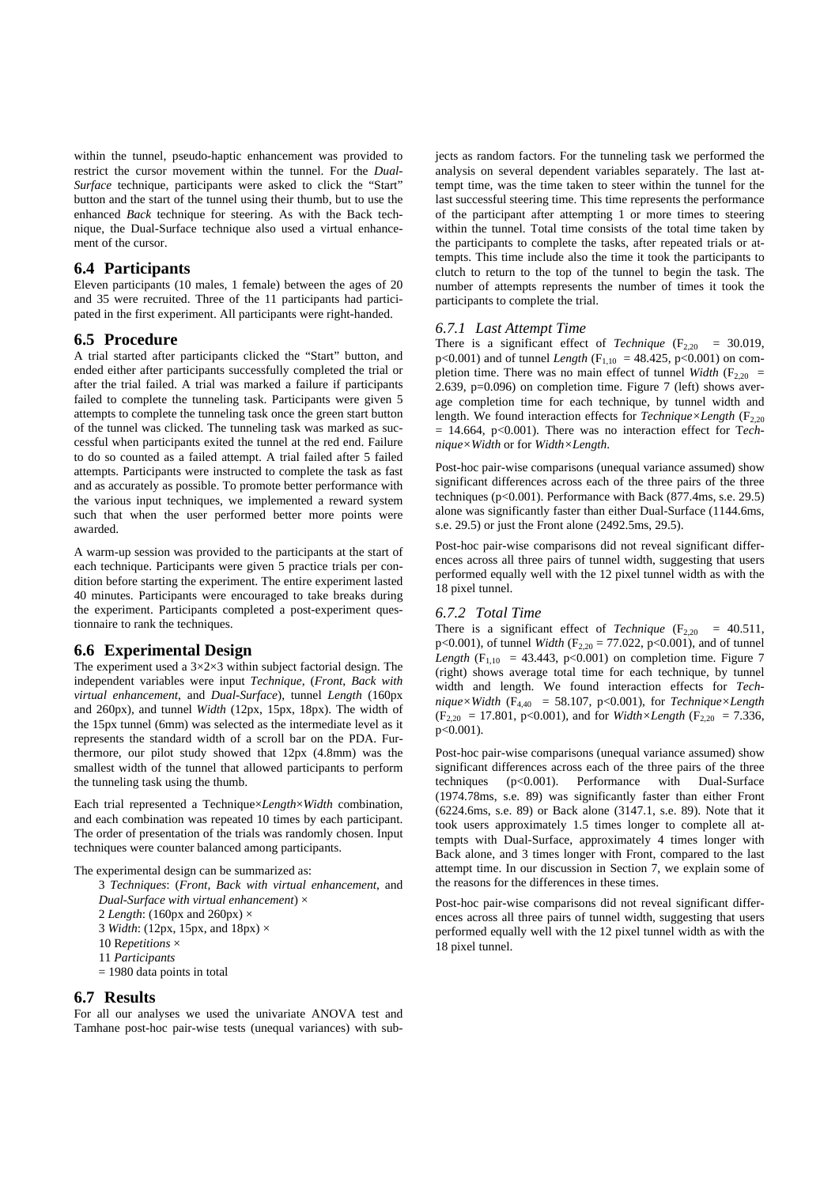within the tunnel, pseudo-haptic enhancement was provided to restrict the cursor movement within the tunnel. For the *Dual-Surface* technique, participants were asked to click the "Start" button and the start of the tunnel using their thumb, but to use the enhanced *Back* technique for steering. As with the Back technique, the Dual-Surface technique also used a virtual enhancement of the cursor.

## 6.4 Participants

Eleven participants (10 males, 1 female) between the ages of 20 and 35 were recruited. Three of the 11 participants had participated in the first experiment. All participants were right-handed.

## 6.5 Procedure

A trial started after participants clicked the "Start" button, and ended either after participants successfully completed the trial or after the trial failed. A trial was marked a failure if participants failed to complete the tunneling task. Participants were given 5 attempts to complete the tunneling task once the green start button of the tunnel was clicked. The tunneling task was marked as successful when participants exited the tunnel at the red end. Failure to do so counted as a failed attempt. A trial failed after 5 failed attempts. Participants were instructed to complete the task as fast and as accurately as possible. To promote better performance with the various input techniques, we implemented a reward system such that when the user performed better more points were awarded.

A warm-up session was provided to the participants at the start of each technique. Participants were given 5 practice trials per condition before starting the experiment. The entire experiment lasted 40 minutes. Participants were encouraged to take breaks during the experiment. Participants completed a post-experiment questionnaire to rank the techniques.

## 6.6 Experimental Design

The experiment used a 3×2×3 within subject factorial design. The independent variables were input *Technique*, (*Front*, *Back with virtual enhancement*, and *Dual-Surface*), tunnel *Length* (160px and 260px), and tunnel *Width* (12px, 15px, 18px). The width of the 15px tunnel (6mm) was selected as the intermediate level as it represents the standard width of a scroll bar on the PDA. Furthermore, our pilot study showed that 12px (4.8mm) was the smallest width of the tunnel that allowed participants to perform the tunneling task using the thumb.

Each trial represented a Technique×*Length*×*Width* combination, and each combination was repeated 10 times by each participant. The order of presentation of the trials was randomly chosen. Input techniques were counter balanced among participants.

The experimental design can be summarized as:

3 *Techniques*: (*Front, Back with virtual enhancement*, and *Dual-Surface with virtual enhancement*) ×
2 *Length*: (160px and 260px) ×
3 *Width*: (12px, 15px, and 18px) ×
10 R*epetitions* ×
11 *Participants*
= 1980 data points in total

## 6.7 Results

For all our analyses we used the univariate ANOVA test and Tamhane post-hoc pair-wise tests (unequal variances) with subjects as random factors. For the tunneling task we performed the analysis on several dependent variables separately. The last attempt time, was the time taken to steer within the tunnel for the last successful steering time. This time represents the performance of the participant after attempting 1 or more times to steering within the tunnel. Total time consists of the total time taken by the participants to complete the tasks, after repeated trials or attempts. This time include also the time it took the participants to clutch to return to the top of the tunnel to begin the task. The number of attempts represents the number of times it took the participants to complete the trial.

### 6.7.1 Last Attempt Time

There is a significant effect of *Technique* ($F_{2,20}$ = 30.019, $p<0.001$) and of tunnel *Length* ($F_{1,10}$ = 48.425, $p<0.001$) on completion time. There was no main effect of tunnel *Width* ($F_{2,20}$ = 2.639, p=0.096) on completion time. Figure 7 (left) shows average completion time for each technique, by tunnel width and length. We found interaction effects for *Technique×Length* ($F_{2,20}$ = 14.664, $p<0.001$). There was no interaction effect for T*echnique×Width* or for *Width×Length*.

Post-hoc pair-wise comparisons (unequal variance assumed) show significant differences across each of the three pairs of the three techniques ($p<0.001$). Performance with Back (877.4ms, s.e. 29.5) alone was significantly faster than either Dual-Surface (1144.6ms, s.e. 29.5) or just the Front alone (2492.5ms, 29.5).

Post-hoc pair-wise comparisons did not reveal significant differences across all three pairs of tunnel width, suggesting that users performed equally well with the 12 pixel tunnel width as with the 18 pixel tunnel.

### 6.7.2 Total Time

There is a significant effect of *Technique* ($F_{2,20}$ = 40.511, $p<0.001$), of tunnel *Width* ($F_{2,20}$ = 77.022, $p<0.001$), and of tunnel *Length* ($F_{1,10}$ = 43.443, $p<0.001$) on completion time. Figure 7 (right) shows average total time for each technique, by tunnel width and length. We found interaction effects for *Technique×Width* ($F_{4,40}$ = 58.107, $p<0.001$), for *Technique×Length* ($F_{2,20}$ = 17.801, $p<0.001$), and for *Width×Length* ($F_{2,20}$ = 7.336, $p<0.001$).

Post-hoc pair-wise comparisons (unequal variance assumed) show significant differences across each of the three pairs of the three techniques ($p<0.001$). Performance with Dual-Surface (1974.78ms, s.e. 89) was significantly faster than either Front (6224.6ms, s.e. 89) or Back alone (3147.1, s.e. 89). Note that it took users approximately 1.5 times longer to complete all attempts with Dual-Surface, approximately 4 times longer with Back alone, and 3 times longer with Front, compared to the last attempt time. In our discussion in Section 7, we explain some of the reasons for the differences in these times.

Post-hoc pair-wise comparisons did not reveal significant differences across all three pairs of tunnel width, suggesting that users performed equally well with the 12 pixel tunnel width as with the 18 pixel tunnel.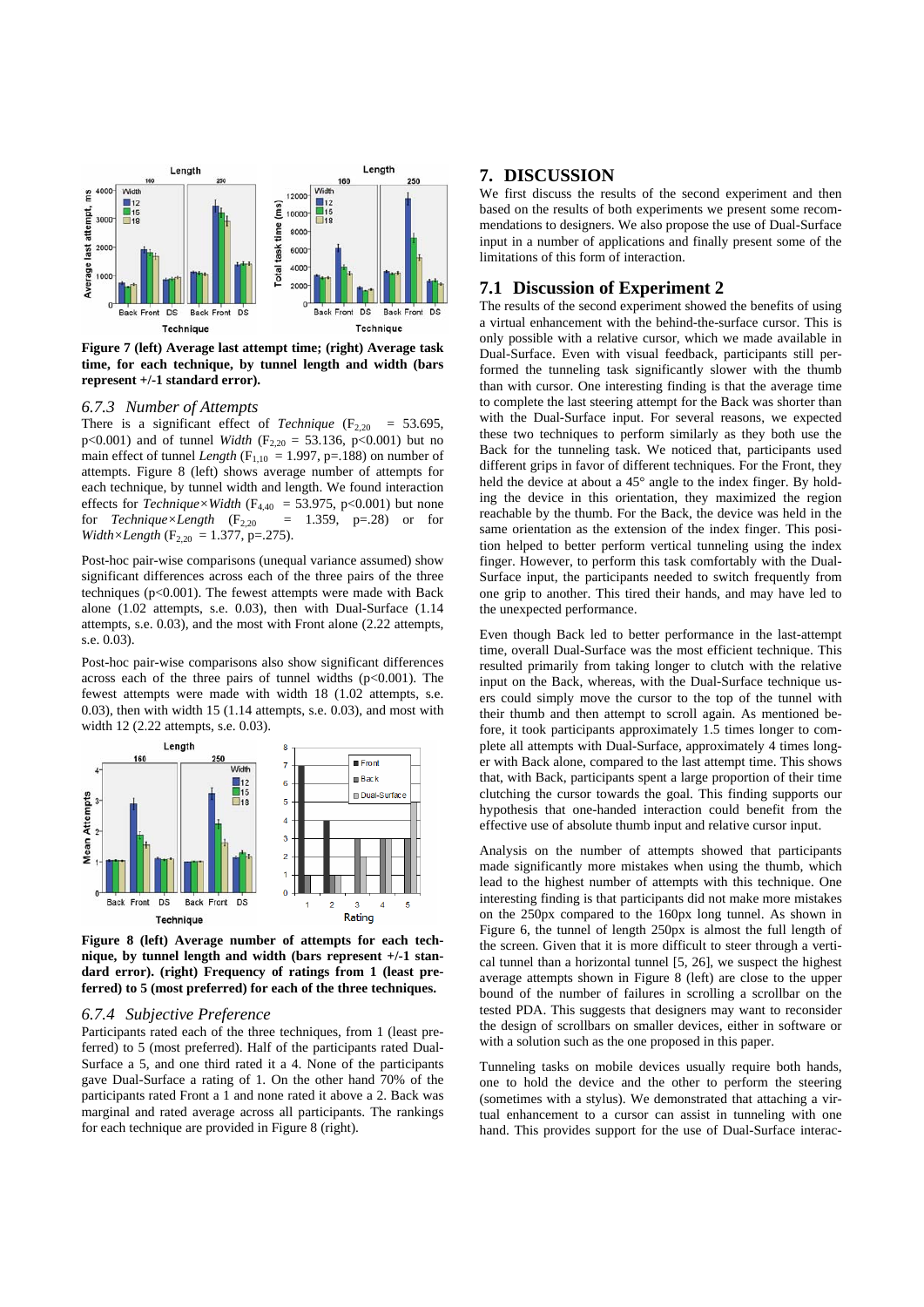Length

160 250

Width

12

15

18

Average last attempt, ms

4000

3000

2000

1000

0

Back Front DS Back Front DS

Technique

Length

160 250

Width

12

15

18

Total task time (ms)

12000

10000

8000

6000

4000

2000

0

Back Front DS Back Front DS

Technique

**Figure 7 (left) Average last attempt time; (right) Average task time, for each technique, by tunnel length and width (bars represent +/-1 standard error).**

### 6.7.3 Number of Attempts

There is a significant effect of *Technique* ($F_{2,20}$ = 53.695, $p<0.001$) and of tunnel *Width* ($F_{2,20}$ = 53.136, $p<0.001$) but no main effect of tunnel *Length* ($F_{1,10}$ = 1.997, p=.188) on number of attempts. Figure 8 (left) shows average number of attempts for each technique, by tunnel width and length. We found interaction effects for *Technique×Width* ($F_{4,40}$ = 53.975, $p<0.001$) but none for *Technique×Length* ($F_{2,20}$ = 1.359, p=.28) or for *Width×Length* ($F_{2,20}$ = 1.377, p=.275).

Post-hoc pair-wise comparisons (unequal variance assumed) show significant differences across each of the three pairs of the three techniques ($p<0.001$). The fewest attempts were made with Back alone (1.02 attempts, s.e. 0.03), then with Dual-Surface (1.14 attempts, s.e. 0.03), and the most with Front alone (2.22 attempts, s.e. 0.03).

Post-hoc pair-wise comparisons also show significant differences across each of the three pairs of tunnel widths ($p<0.001$). The fewest attempts were made with width 18 (1.02 attempts, s.e. 0.03), then with width 15 (1.14 attempts, s.e. 0.03), and most with width 12 (2.22 attempts, s.e. 0.03).

Length

160 250

Width

12

15

18

Mean Attempts

4

3

2

1

0

Back Front DS Back Front DS

Technique

8

7

6

5

4

3

2

1

0

Front

Back

Dual-Surface

1 2 3 4 5

Rating

**Figure 8 (left) Average number of attempts for each technique, by tunnel length and width (bars represent +/-1 standard error). (right) Frequency of ratings from 1 (least preferred) to 5 (most preferred) for each of the three techniques.**

### 6.7.4 Subjective Preference

Participants rated each of the three techniques, from 1 (least preferred) to 5 (most preferred). Half of the participants rated Dual-Surface a 5, and one third rated it a 4. None of the participants gave Dual-Surface a rating of 1. On the other hand 70% of the participants rated Front a 1 and none rated it above a 2. Back was marginal and rated average across all participants. The rankings for each technique are provided in Figure 8 (right).

## 7. DISCUSSION

We first discuss the results of the second experiment and then based on the results of both experiments we present some recommendations to designers. We also propose the use of Dual-Surface input in a number of applications and finally present some of the limitations of this form of interaction.

## 7.1 Discussion of Experiment 2

The results of the second experiment showed the benefits of using a virtual enhancement with the behind-the-surface cursor. This is only possible with a relative cursor, which we made available in Dual-Surface. Even with visual feedback, participants still performed the tunneling task significantly slower with the thumb than with cursor. One interesting finding is that the average time to complete the last steering attempt for the Back was shorter than with the Dual-Surface input. For several reasons, we expected these two techniques to perform similarly as they both use the Back for the tunneling task. We noticed that, participants used different grips in favor of different techniques. For the Front, they held the device at about a 45° angle to the index finger. By holding the device in this orientation, they maximized the region reachable by the thumb. For the Back, the device was held in the same orientation as the extension of the index finger. This position helped to better perform vertical tunneling using the index finger. However, to perform this task comfortably with the Dual-Surface input, the participants needed to switch frequently from one grip to another. This tired their hands, and may have led to the unexpected performance.

Even though Back led to better performance in the last-attempt time, overall Dual-Surface was the most efficient technique. This resulted primarily from taking longer to clutch with the relative input on the Back, whereas, with the Dual-Surface technique users could simply move the cursor to the top of the tunnel with their thumb and then attempt to scroll again. As mentioned before, it took participants approximately 1.5 times longer to complete all attempts with Dual-Surface, approximately 4 times longer with Back alone, compared to the last attempt time. This shows that, with Back, participants spent a large proportion of their time clutching the cursor towards the goal. This finding supports our hypothesis that one-handed interaction could benefit from the effective use of absolute thumb input and relative cursor input.

Analysis on the number of attempts showed that participants made significantly more mistakes when using the thumb, which lead to the highest number of attempts with this technique. One interesting finding is that participants did not make more mistakes on the 250px compared to the 160px long tunnel. As shown in Figure 6, the tunnel of length 250px is almost the full length of the screen. Given that it is more difficult to steer through a vertical tunnel than a horizontal tunnel [5, 26], we suspect the highest average attempts shown in Figure 8 (left) are close to the upper bound of the number of failures in scrolling a scrollbar on the tested PDA. This suggests that designers may want to reconsider the design of scrollbars on smaller devices, either in software or with a solution such as the one proposed in this paper.

Tunneling tasks on mobile devices usually require both hands, one to hold the device and the other to perform the steering (sometimes with a stylus). We demonstrated that attaching a virtual enhancement to a cursor can assist in tunneling with one hand. This provides support for the use of Dual-Surface interac-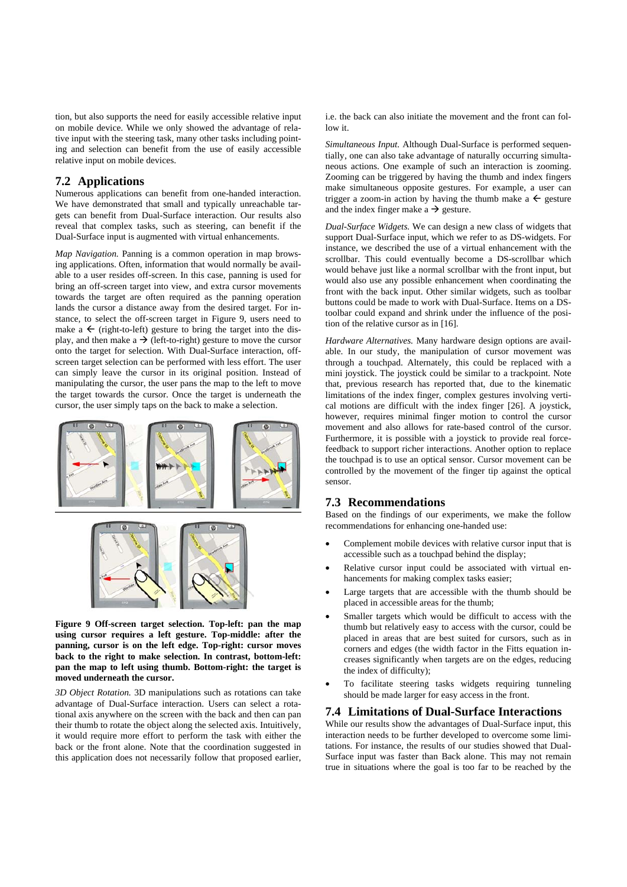tion, but also supports the need for easily accessible relative input on mobile device. While we only showed the advantage of relative input with the steering task, many other tasks including pointing and selection can benefit from the use of easily accessible relative input on mobile devices.

## 7.2 Applications

Numerous applications can benefit from one-handed interaction. We have demonstrated that small and typically unreachable targets can benefit from Dual-Surface interaction. Our results also reveal that complex tasks, such as steering, can benefit if the Dual-Surface input is augmented with virtual enhancements.

*Map Navigation.* Panning is a common operation in map browsing applications. Often, information that would normally be available to a user resides off-screen. In this case, panning is used for bring an off-screen target into view, and extra cursor movements towards the target are often required as the panning operation lands the cursor a distance away from the desired target. For instance, to select the off-screen target in Figure 9, users need to make a ← (right-to-left) gesture to bring the target into the display, and then make a → (left-to-right) gesture to move the cursor onto the target for selection. With Dual-Surface interaction, off-screen target selection can be performed with less effort. The user can simply leave the cursor in its original position. Instead of manipulating the cursor, the user pans the map to the left to move the target towards the cursor. Once the target is underneath the cursor, the user simply taps on the back to make a selection.

**Figure 9 Off-screen target selection. Top-left: pan the map using cursor requires a left gesture. Top-middle: after the panning, cursor is on the left edge. Top-right: cursor moves back to the right to make selection. In contrast, bottom-left: pan the map to left using thumb. Bottom-right: the target is moved underneath the cursor.**

*3D Object Rotation.* 3D manipulations such as rotations can take advantage of Dual-Surface interaction. Users can select a rotational axis anywhere on the screen with the back and then can pan their thumb to rotate the object along the selected axis. Intuitively, it would require more effort to perform the task with either the back or the front alone. Note that the coordination suggested in this application does not necessarily follow that proposed earlier, i.e. the back can also initiate the movement and the front can follow it.

*Simultaneous Input.* Although Dual-Surface is performed sequentially, one can also take advantage of naturally occurring simultaneous actions. One example of such an interaction is zooming. Zooming can be triggered by having the thumb and index fingers make simultaneous opposite gestures. For example, a user can trigger a zoom-in action by having the thumb make a ← gesture and the index finger make a → gesture.

*Dual-Surface Widgets.* We can design a new class of widgets that support Dual-Surface input, which we refer to as DS-widgets. For instance, we described the use of a virtual enhancement with the scrollbar. This could eventually become a DS-scrollbar which would behave just like a normal scrollbar with the front input, but would also use any possible enhancement when coordinating the front with the back input. Other similar widgets, such as toolbar buttons could be made to work with Dual-Surface. Items on a DS-toolbar could expand and shrink under the influence of the position of the relative cursor as in [16].

*Hardware Alternatives.* Many hardware design options are available. In our study, the manipulation of cursor movement was through a touchpad. Alternately, this could be replaced with a mini joystick. The joystick could be similar to a trackpoint. Note that, previous research has reported that, due to the kinematic limitations of the index finger, complex gestures involving vertical motions are difficult with the index finger [26]. A joystick, however, requires minimal finger motion to control the cursor movement and also allows for rate-based control of the cursor. Furthermore, it is possible with a joystick to provide real force-feedback to support richer interactions. Another option to replace the touchpad is to use an optical sensor. Cursor movement can be controlled by the movement of the finger tip against the optical sensor.

## 7.3 Recommendations

Based on the findings of our experiments, we make the follow recommendations for enhancing one-handed use:

- Complement mobile devices with relative cursor input that is accessible such as a touchpad behind the display;
- Relative cursor input could be associated with virtual enhancements for making complex tasks easier;
- Large targets that are accessible with the thumb should be placed in accessible areas for the thumb;
- Smaller targets which would be difficult to access with the thumb but relatively easy to access with the cursor, could be placed in areas that are best suited for cursors, such as in corners and edges (the width factor in the Fitts equation increases significantly when targets are on the edges, reducing the index of difficulty);
- To facilitate steering tasks widgets requiring tunneling should be made larger for easy access in the front.

## 7.4 Limitations of Dual-Surface Interactions

While our results show the advantages of Dual-Surface input, this interaction needs to be further developed to overcome some limitations. For instance, the results of our studies showed that Dual-Surface input was faster than Back alone. This may not remain true in situations where the goal is too far to be reached by the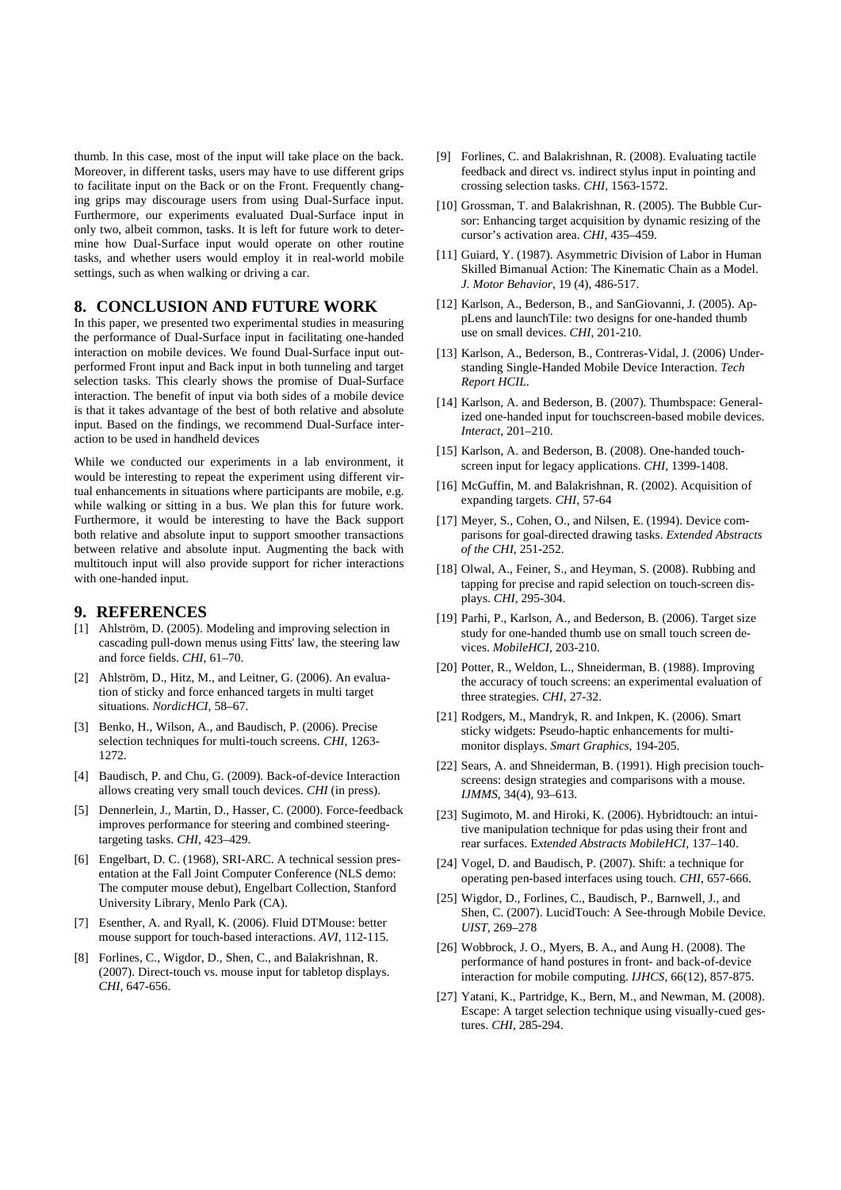thumb. In this case, most of the input will take place on the back. Moreover, in different tasks, users may have to use different grips to facilitate input on the Back or on the Front. Frequently changing grips may discourage users from using Dual-Surface input. Furthermore, our experiments evaluated Dual-Surface input in only two, albeit common, tasks. It is left for future work to determine how Dual-Surface input would operate on other routine tasks, and whether users would employ it in real-world mobile settings, such as when walking or driving a car.

## 8. CONCLUSION AND FUTURE WORK

In this paper, we presented two experimental studies in measuring the performance of Dual-Surface input in facilitating one-handed interaction on mobile devices. We found Dual-Surface input outperformed Front input and Back input in both tunneling and target selection tasks. This clearly shows the promise of Dual-Surface interaction. The benefit of input via both sides of a mobile device is that it takes advantage of the best of both relative and absolute input. Based on the findings, we recommend Dual-Surface interaction to be used in handheld devices

While we conducted our experiments in a lab environment, it would be interesting to repeat the experiment using different virtual enhancements in situations where participants are mobile, e.g. while walking or sitting in a bus. We plan this for future work. Furthermore, it would be interesting to have the Back support both relative and absolute input to support smoother transactions between relative and absolute input. Augmenting the back with multitouch input will also provide support for richer interactions with one-handed input.

## 9. REFERENCES

[1] Ahlström, D. (2005). Modeling and improving selection in cascading pull-down menus using Fitts' law, the steering law and force fields. *CHI*, 61–70.

[2] Ahlström, D., Hitz, M., and Leitner, G. (2006). An evaluation of sticky and force enhanced targets in multi target situations. *NordicHCI*, 58–67.

[3] Benko, H., Wilson, A., and Baudisch, P. (2006). Precise selection techniques for multi-touch screens. *CHI*, 1263-1272.

[4] Baudisch, P. and Chu, G. (2009). Back-of-device Interaction allows creating very small touch devices. *CHI* (in press).

[5] Dennerlein, J., Martin, D., Hasser, C. (2000). Force-feedback improves performance for steering and combined steering-targeting tasks. *CHI*, 423–429.

[6] Engelbart, D. C. (1968), SRI-ARC. A technical session presentation at the Fall Joint Computer Conference (NLS demo: The computer mouse debut), Engelbart Collection, Stanford University Library, Menlo Park (CA).

[7] Esenther, A. and Ryall, K. (2006). Fluid DTMouse: better mouse support for touch-based interactions. *AVI*, 112-115.

[8] Forlines, C., Wigdor, D., Shen, C., and Balakrishnan, R. (2007). Direct-touch vs. mouse input for tabletop displays. *CHI*, 647-656.

[9] Forlines, C. and Balakrishnan, R. (2008). Evaluating tactile feedback and direct vs. indirect stylus input in pointing and crossing selection tasks. *CHI*, 1563-1572.

[10] Grossman, T. and Balakrishnan, R. (2005). The Bubble Cursor: Enhancing target acquisition by dynamic resizing of the cursor's activation area. *CHI*, 435–459.

[11] Guiard, Y. (1987). Asymmetric Division of Labor in Human Skilled Bimanual Action: The Kinematic Chain as a Model. *J. Motor Behavior*, 19 (4), 486-517.

[12] Karlson, A., Bederson, B., and SanGiovanni, J. (2005). AppLens and launchTile: two designs for one-handed thumb use on small devices. *CHI*, 201-210.

[13] Karlson, A., Bederson, B., Contreras-Vidal, J. (2006) Understanding Single-Handed Mobile Device Interaction. *Tech Report HCIL*.

[14] Karlson, A. and Bederson, B. (2007). Thumbspace: Generalized one-handed input for touchscreen-based mobile devices. *Interact*, 201–210.

[15] Karlson, A. and Bederson, B. (2008). One-handed touchscreen input for legacy applications. *CHI*, 1399-1408.

[16] McGuffin, M. and Balakrishnan, R. (2002). Acquisition of expanding targets. *CHI*, 57-64

[17] Meyer, S., Cohen, O., and Nilsen, E. (1994). Device comparisons for goal-directed drawing tasks. *Extended Abstracts of the CHI*, 251-252.

[18] Olwal, A., Feiner, S., and Heyman, S. (2008). Rubbing and tapping for precise and rapid selection on touch-screen displays. *CHI*, 295-304.

[19] Parhi, P., Karlson, A., and Bederson, B. (2006). Target size study for one-handed thumb use on small touch screen devices. *MobileHCI*, 203-210.

[20] Potter, R., Weldon, L., Shneiderman, B. (1988). Improving the accuracy of touch screens: an experimental evaluation of three strategies. *CHI*, 27-32.

[21] Rodgers, M., Mandryk, R. and Inkpen, K. (2006). Smart sticky widgets: Pseudo-haptic enhancements for multi-monitor displays. *Smart Graphics*, 194-205.

[22] Sears, A. and Shneiderman, B. (1991). High precision touchscreens: design strategies and comparisons with a mouse. *IJMMS*, 34(4), 93–613.

[23] Sugimoto, M. and Hiroki, K. (2006). Hybridtouch: an intuitive manipulation technique for pdas using their front and rear surfaces. *Extended Abstracts MobileHCI*, 137–140.

[24] Vogel, D. and Baudisch, P. (2007). Shift: a technique for operating pen-based interfaces using touch. *CHI*, 657-666.

[25] Wigdor, D., Forlines, C., Baudisch, P., Barnwell, J., and Shen, C. (2007). LucidTouch: A See-through Mobile Device. *UIST*, 269–278

[26] Wobbrock, J. O., Myers, B. A., and Aung H. (2008). The performance of hand postures in front- and back-of-device interaction for mobile computing. *IJHCS*, 66(12), 857-875.

[27] Yatani, K., Partridge, K., Bern, M., and Newman, M. (2008). Escape: A target selection technique using visually-cued gestures. *CHI*, 285-294.